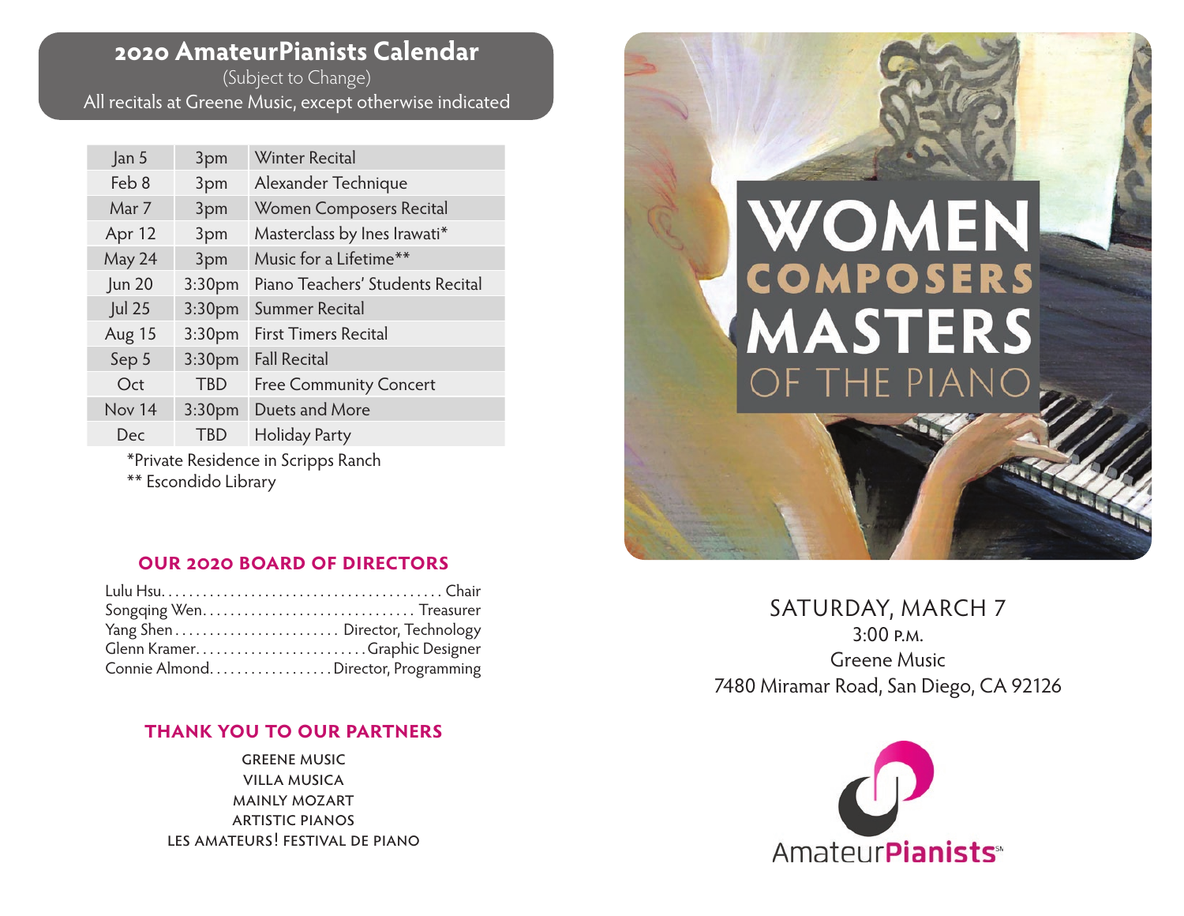## 2020 AmateurPianists Calendar

(Subject to Change)

All recitals at Greene Music, except otherwise indicated

| Date | Time | Event |
|---|---|---|
| Jan 5 | 3pm | Winter Recital |
| Feb 8 | 3pm | Alexander Technique |
| Mar 7 | 3pm | Women Composers Recital |
| Apr 12 | 3pm | Masterclass by Ines Irawati* |
| May 24 | 3pm | Music for a Lifetime** |
| Jun 20 | 3:30pm | Piano Teachers' Students Recital |
| Jul 25 | 3:30pm | Summer Recital |
| Aug 15 | 3:30pm | First Timers Recital |
| Sep 5 | 3:30pm | Fall Recital |
| Oct | TBD | Free Community Concert |
| Nov 14 | 3:30pm | Duets and More |
| Dec | TBD | Holiday Party |

*Private Residence in Scripps Ranch
** Escondido Library

### OUR 2020 BOARD OF DIRECTORS

Lulu Hsu........................................ Chair
Songqing Wen.............................. Treasurer
Yang Shen....................... Director, Technology
Glenn Kramer........................ Graphic Designer
Connie Almond................. Director, Programming

### THANK YOU TO OUR PARTNERS

GREENE MUSIC
VILLA MUSICA
MAINLY MOZART
ARTISTIC PIANOS
LES AMATEURS! FESTIVAL DE PIANO

# WOMEN COMPOSERS MASTERS OF THE PIANO

SATURDAY, MARCH 7
3:00 P.M.
Greene Music
7480 Miramar Road, San Diego, CA 92126

AmateurPianists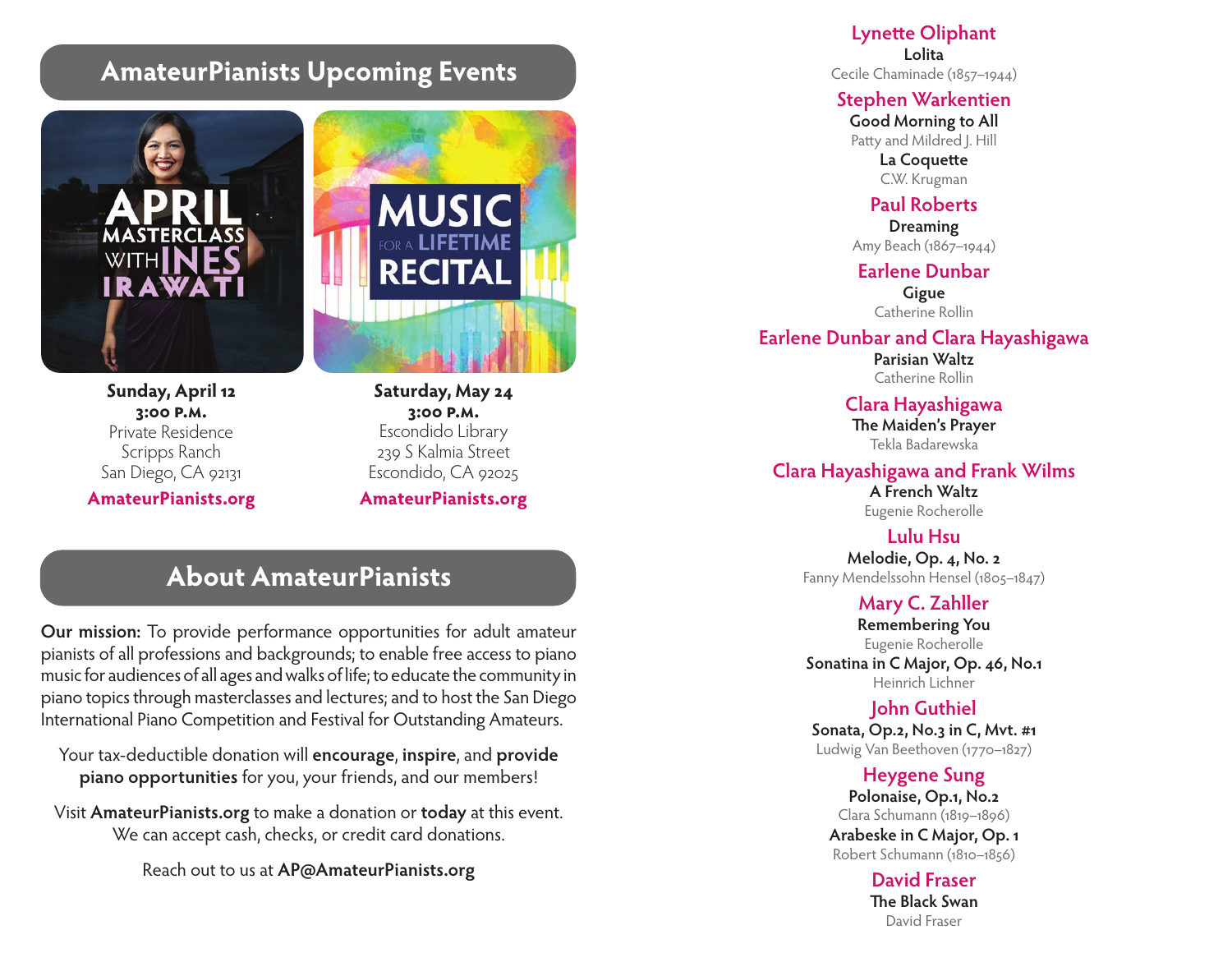## AmateurPianists Upcoming Events

APRIL MASTERCLASS WITH INES IRAWATI

**Sunday, April 12**
**3:00 P.M.**
Private Residence
Scripps Ranch
San Diego, CA 92131

**AmateurPianists.org**

MUSIC FOR A LIFETIME RECITAL

**Saturday, May 24**
**3:00 P.M.**
Escondido Library
239 S Kalmia Street
Escondido, CA 92025

**AmateurPianists.org**

## About AmateurPianists

**Our mission:** To provide performance opportunities for adult amateur pianists of all professions and backgrounds; to enable free access to piano music for audiences of all ages and walks of life; to educate the community in piano topics through masterclasses and lectures; and to host the San Diego International Piano Competition and Festival for Outstanding Amateurs.

Your tax-deductible donation will **encourage**, **inspire**, and **provide piano opportunities** for you, your friends, and our members!

Visit **AmateurPianists.org** to make a donation or **today** at this event. We can accept cash, checks, or credit card donations.

Reach out to us at **AP@AmateurPianists.org**

### Lynette Oliphant
**Lolita**
Cecile Chaminade (1857–1944)

### Stephen Warkentien
**Good Morning to All**
Patty and Mildred J. Hill
**La Coquette**
C.W. Krugman

### Paul Roberts
**Dreaming**
Amy Beach (1867–1944)

### Earlene Dunbar
**Gigue**
Catherine Rollin

### Earlene Dunbar and Clara Hayashigawa
**Parisian Waltz**
Catherine Rollin

### Clara Hayashigawa
**The Maiden's Prayer**
Tekla Badarewska

### Clara Hayashigawa and Frank Wilms
**A French Waltz**
Eugenie Rocherolle

### Lulu Hsu
**Melodie, Op. 4, No. 2**
Fanny Mendelssohn Hensel (1805–1847)

### Mary C. Zahller
**Remembering You**
Eugenie Rocherolle
**Sonatina in C Major, Op. 46, No.1**
Heinrich Lichner

### John Guthiel
**Sonata, Op.2, No.3 in C, Mvt. #1**
Ludwig Van Beethoven (1770–1827)

### Heygene Sung
**Polonaise, Op.1, No.2**
Clara Schumann (1819–1896)
**Arabeske in C Major, Op. 1**
Robert Schumann (1810–1856)

### David Fraser
**The Black Swan**
David Fraser